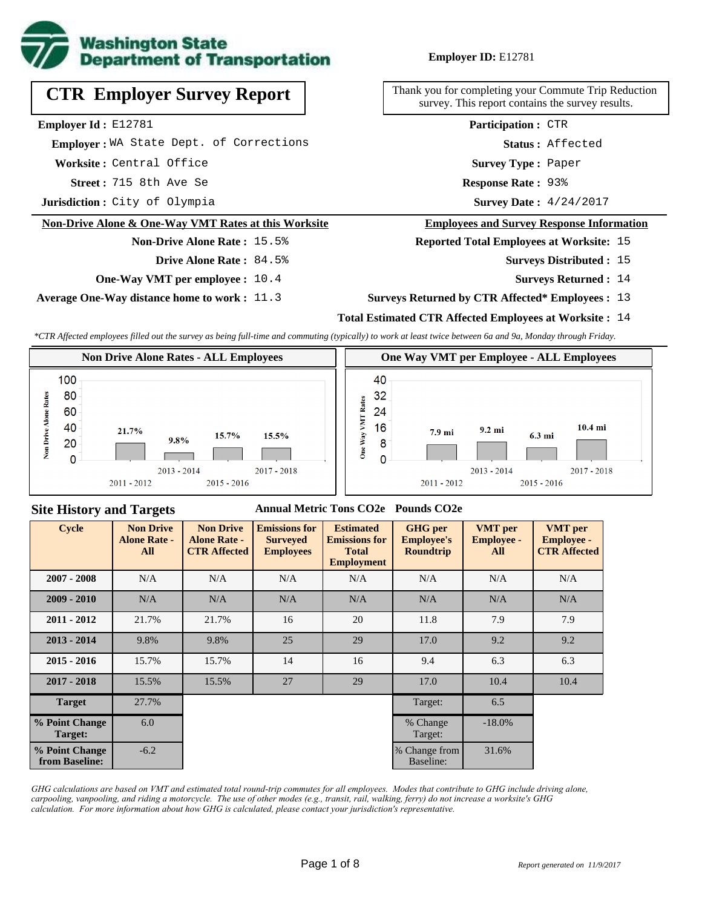**Employer ID:** E12781

# CTR Employer Survey Report

Thank you for completing your Commute Trip Reduction survey. This report contains the survey results.

**Employer Id :** E12781
**Employer :** WA State Dept. of Corrections
**Worksite :** Central Office
**Street :** 715 8th Ave Se
**Jurisdiction :** City of Olympia

**Participation :** CTR
**Status :** Affected
**Survey Type :** Paper
**Response Rate :** 93%
**Survey Date :** 4/24/2017

## Non-Drive Alone & One-Way VMT Rates at this Worksite

**Non-Drive Alone Rate :** 15.5%
**Drive Alone Rate :** 84.5%
**One-Way VMT per employee :** 10.4
**Average One-Way distance home to work :** 11.3

## Employees and Survey Response Information

**Reported Total Employees at Worksite:** 15
**Surveys Distributed :** 15
**Surveys Returned :** 14
**Surveys Returned by CTR Affected* Employees :** 13
**Total Estimated CTR Affected Employees at Worksite :** 14

*\*CTR Affected employees filled out the survey as being full-time and commuting (typically) to work at least twice between 6a and 9a, Monday through Friday.*

### Non Drive Alone Rates - ALL Employees

| Cycle | Non Drive Alone Rate |
|---|---|
| 2011 - 2012 | 21.7% |
| 2013 - 2014 | 9.8% |
| 2015 - 2016 | 15.7% |
| 2017 - 2018 | 15.5% |

### One Way VMT per Employee - ALL Employees

| Cycle | One Way VMT |
|---|---|
| 2011 - 2012 | 7.9 mi |
| 2013 - 2014 | 9.2 mi |
| 2015 - 2016 | 6.3 mi |
| 2017 - 2018 | 10.4 mi |

## Site History and Targets

Annual Metric Tons CO2e / Pounds CO2e

| Cycle | Non Drive Alone Rate - All | Non Drive Alone Rate - CTR Affected | Emissions for Surveyed Employees | Estimated Emissions for Total Employment | GHG per Employee's Roundtrip | VMT per Employee - All | VMT per Employee - CTR Affected |
|---|---|---|---|---|---|---|---|
| 2007 - 2008 | N/A | N/A | N/A | N/A | N/A | N/A | N/A |
| 2009 - 2010 | N/A | N/A | N/A | N/A | N/A | N/A | N/A |
| 2011 - 2012 | 21.7% | 21.7% | 16 | 20 | 11.8 | 7.9 | 7.9 |
| 2013 - 2014 | 9.8% | 9.8% | 25 | 29 | 17.0 | 9.2 | 9.2 |
| 2015 - 2016 | 15.7% | 15.7% | 14 | 16 | 9.4 | 6.3 | 6.3 |
| 2017 - 2018 | 15.5% | 15.5% | 27 | 29 | 17.0 | 10.4 | 10.4 |
| Target | 27.7% | | | | Target: | 6.5 | |
| % Point Change Target: | 6.0 | | | | % Change Target: | -18.0% | |
| % Point Change from Baseline: | -6.2 | | | | % Change from Baseline: | 31.6% | |

*GHG calculations are based on VMT and estimated total round-trip commutes for all employees. Modes that contribute to GHG include driving alone, carpooling, vanpooling, and riding a motorcycle. The use of other modes (e.g., transit, rail, walking, ferry) do not increase a worksite's GHG calculation. For more information about how GHG is calculated, please contact your jurisdiction's representative.*

*Report generated on 11/9/2017*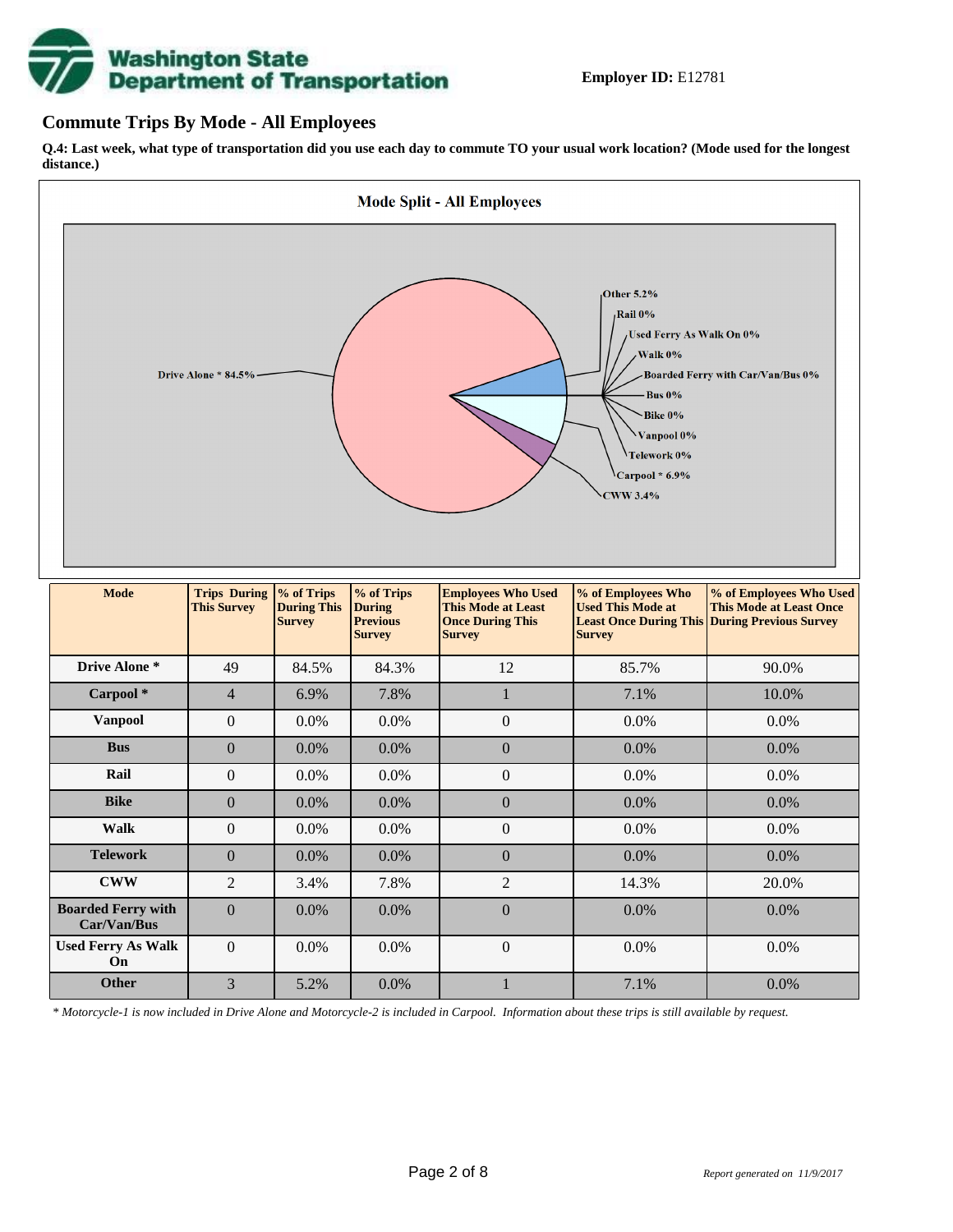**Employer ID:** E12781

## Commute Trips By Mode - All Employees

**Q.4: Last week, what type of transportation did you use each day to commute TO your usual work location? (Mode used for the longest distance.)**

**Mode Split - All Employees**

Drive Alone * 84.5%
Other 5.2%
Rail 0%
Used Ferry As Walk On 0%
Walk 0%
Boarded Ferry with Car/Van/Bus 0%
Bus 0%
Bike 0%
Vanpool 0%
Telework 0%
Carpool * 6.9%
CWW 3.4%

| Mode | Trips During This Survey | % of Trips During This Survey | % of Trips During Previous Survey | Employees Who Used This Mode at Least Once During This Survey | % of Employees Who Used This Mode at Least Once During This Survey | % of Employees Who Used This Mode at Least Once During Previous Survey |
|---|---|---|---|---|---|---|
| Drive Alone * | 49 | 84.5% | 84.3% | 12 | 85.7% | 90.0% |
| Carpool * | 4 | 6.9% | 7.8% | 1 | 7.1% | 10.0% |
| Vanpool | 0 | 0.0% | 0.0% | 0 | 0.0% | 0.0% |
| Bus | 0 | 0.0% | 0.0% | 0 | 0.0% | 0.0% |
| Rail | 0 | 0.0% | 0.0% | 0 | 0.0% | 0.0% |
| Bike | 0 | 0.0% | 0.0% | 0 | 0.0% | 0.0% |
| Walk | 0 | 0.0% | 0.0% | 0 | 0.0% | 0.0% |
| Telework | 0 | 0.0% | 0.0% | 0 | 0.0% | 0.0% |
| CWW | 2 | 3.4% | 7.8% | 2 | 14.3% | 20.0% |
| Boarded Ferry with Car/Van/Bus | 0 | 0.0% | 0.0% | 0 | 0.0% | 0.0% |
| Used Ferry As Walk On | 0 | 0.0% | 0.0% | 0 | 0.0% | 0.0% |
| Other | 3 | 5.2% | 0.0% | 1 | 7.1% | 0.0% |

*\* Motorcycle-1 is now included in Drive Alone and Motorcycle-2 is included in Carpool. Information about these trips is still available by request.*

*Report generated on 11/9/2017*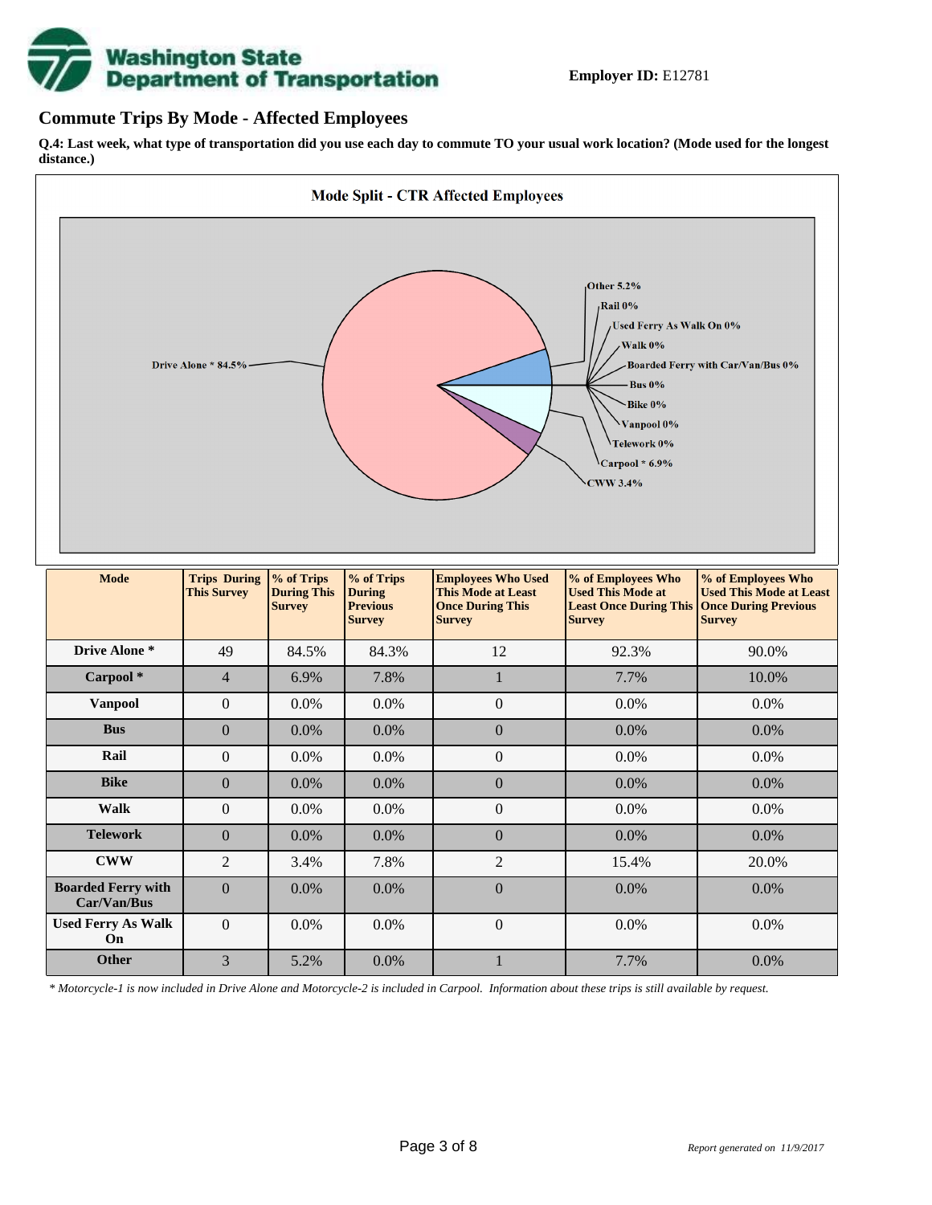**Employer ID:** E12781

## Commute Trips By Mode - Affected Employees

**Q.4: Last week, what type of transportation did you use each day to commute TO your usual work location? (Mode used for the longest distance.)**

| Mode | Trips During This Survey | % of Trips During This Survey | % of Trips During Previous Survey | Employees Who Used This Mode at Least Once During This Survey | % of Employees Who Used This Mode at Least Once During This Survey | % of Employees Who Used This Mode at Least Once During Previous Survey |
|---|---|---|---|---|---|---|
| **Drive Alone *** | 49 | 84.5% | 84.3% | 12 | 92.3% | 90.0% |
| **Carpool *** | 4 | 6.9% | 7.8% | 1 | 7.7% | 10.0% |
| **Vanpool** | 0 | 0.0% | 0.0% | 0 | 0.0% | 0.0% |
| **Bus** | 0 | 0.0% | 0.0% | 0 | 0.0% | 0.0% |
| **Rail** | 0 | 0.0% | 0.0% | 0 | 0.0% | 0.0% |
| **Bike** | 0 | 0.0% | 0.0% | 0 | 0.0% | 0.0% |
| **Walk** | 0 | 0.0% | 0.0% | 0 | 0.0% | 0.0% |
| **Telework** | 0 | 0.0% | 0.0% | 0 | 0.0% | 0.0% |
| **CWW** | 2 | 3.4% | 7.8% | 2 | 15.4% | 20.0% |
| **Boarded Ferry with Car/Van/Bus** | 0 | 0.0% | 0.0% | 0 | 0.0% | 0.0% |
| **Used Ferry As Walk On** | 0 | 0.0% | 0.0% | 0 | 0.0% | 0.0% |
| **Other** | 3 | 5.2% | 0.0% | 1 | 7.7% | 0.0% |

*\* Motorcycle-1 is now included in Drive Alone and Motorcycle-2 is included in Carpool. Information about these trips is still available by request.*

*Report generated on 11/9/2017*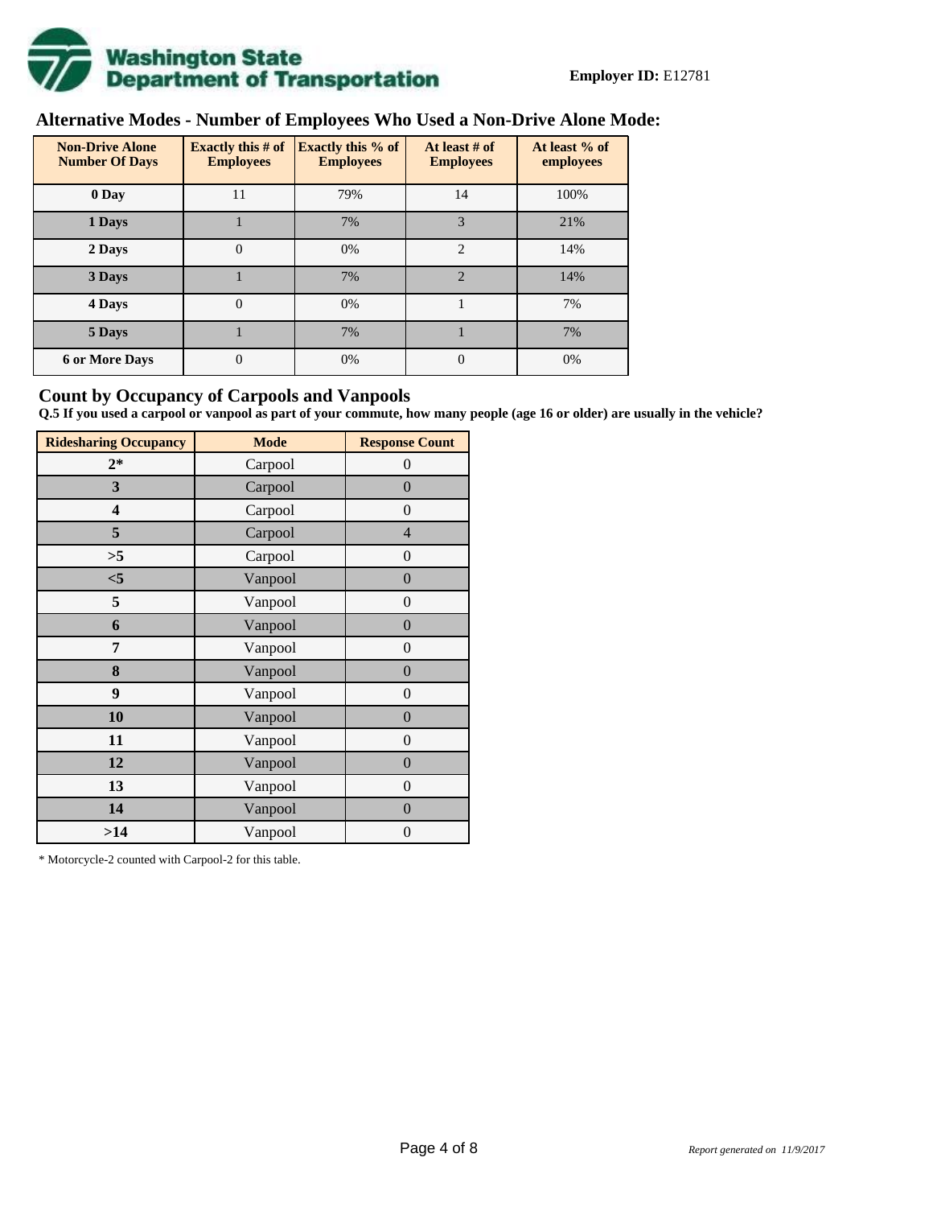**Employer ID:** E12781

## Alternative Modes - Number of Employees Who Used a Non-Drive Alone Mode:

| Non-Drive Alone Number Of Days | Exactly this # of Employees | Exactly this % of Employees | At least # of Employees | At least % of employees |
|---|---|---|---|---|
| 0 Day | 11 | 79% | 14 | 100% |
| 1 Days | 1 | 7% | 3 | 21% |
| 2 Days | 0 | 0% | 2 | 14% |
| 3 Days | 1 | 7% | 2 | 14% |
| 4 Days | 0 | 0% | 1 | 7% |
| 5 Days | 1 | 7% | 1 | 7% |
| 6 or More Days | 0 | 0% | 0 | 0% |

## Count by Occupancy of Carpools and Vanpools

**Q.5 If you used a carpool or vanpool as part of your commute, how many people (age 16 or older) are usually in the vehicle?**

| Ridesharing Occupancy | Mode | Response Count |
|---|---|---|
| 2* | Carpool | 0 |
| 3 | Carpool | 0 |
| 4 | Carpool | 0 |
| 5 | Carpool | 4 |
| >5 | Carpool | 0 |
| <5 | Vanpool | 0 |
| 5 | Vanpool | 0 |
| 6 | Vanpool | 0 |
| 7 | Vanpool | 0 |
| 8 | Vanpool | 0 |
| 9 | Vanpool | 0 |
| 10 | Vanpool | 0 |
| 11 | Vanpool | 0 |
| 12 | Vanpool | 0 |
| 13 | Vanpool | 0 |
| 14 | Vanpool | 0 |
| >14 | Vanpool | 0 |

* Motorcycle-2 counted with Carpool-2 for this table.

*Report generated on 11/9/2017*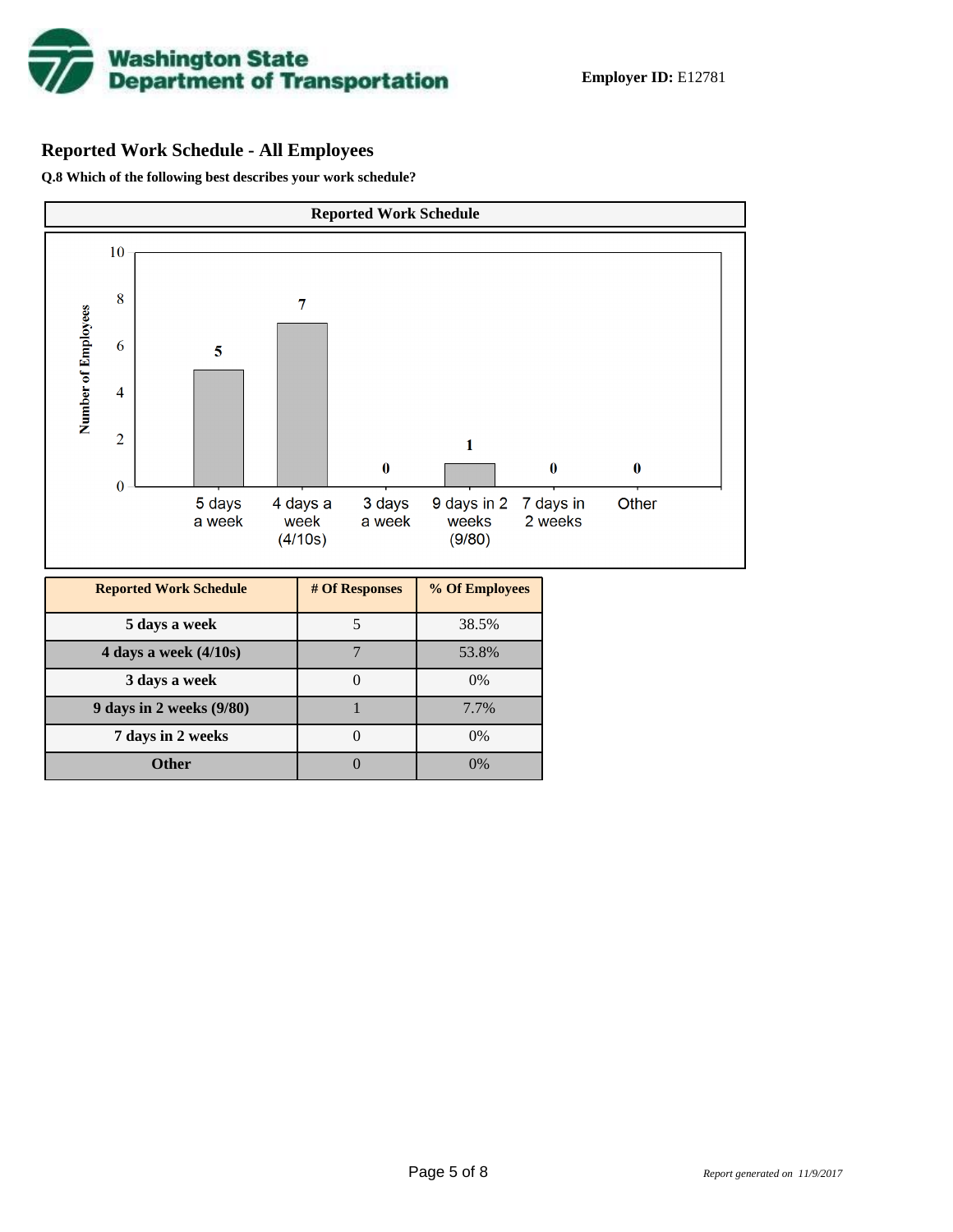**Employer ID:** E12781

## Reported Work Schedule - All Employees

**Q.8 Which of the following best describes your work schedule?**

| Reported Work Schedule | # Of Responses | % Of Employees |
|---|---|---|
| **5 days a week** | 5 | 38.5% |
| **4 days a week (4/10s)** | 7 | 53.8% |
| **3 days a week** | 0 | 0% |
| **9 days in 2 weeks (9/80)** | 1 | 7.7% |
| **7 days in 2 weeks** | 0 | 0% |
| **Other** | 0 | 0% |

*Report generated on 11/9/2017*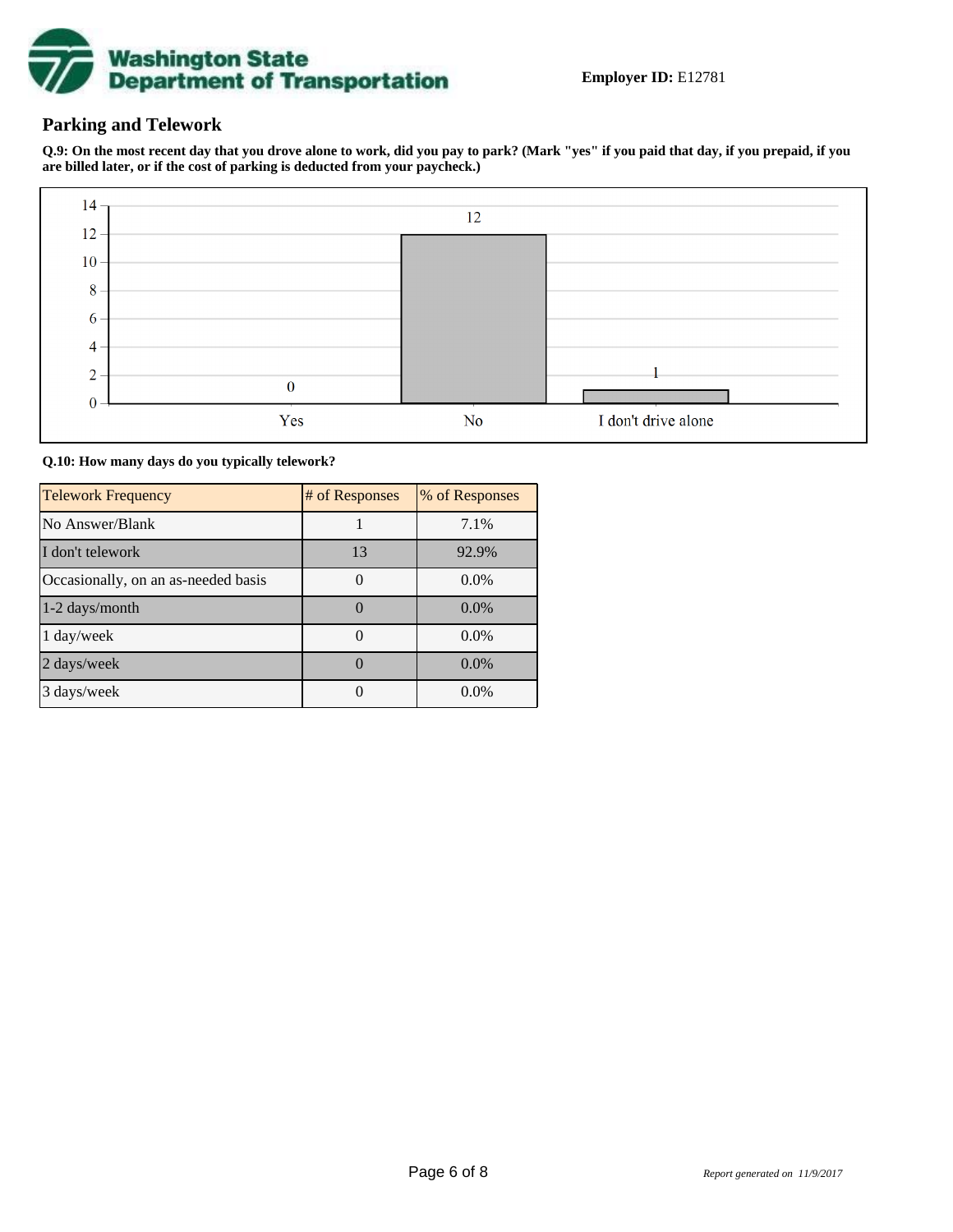**Employer ID:** E12781

## Parking and Telework

**Q.9: On the most recent day that you drove alone to work, did you pay to park? (Mark "yes" if you paid that day, if you prepaid, if you are billed later, or if the cost of parking is deducted from your paycheck.)**

| Response | Count |
|---|---|
| Yes | 0 |
| No | 12 |
| I don't drive alone | 1 |

**Q.10: How many days do you typically telework?**

| Telework Frequency | # of Responses | % of Responses |
|---|---|---|
| No Answer/Blank | 1 | 7.1% |
| I don't telework | 13 | 92.9% |
| Occasionally, on an as-needed basis | 0 | 0.0% |
| 1-2 days/month | 0 | 0.0% |
| 1 day/week | 0 | 0.0% |
| 2 days/week | 0 | 0.0% |
| 3 days/week | 0 | 0.0% |

*Report generated on 11/9/2017*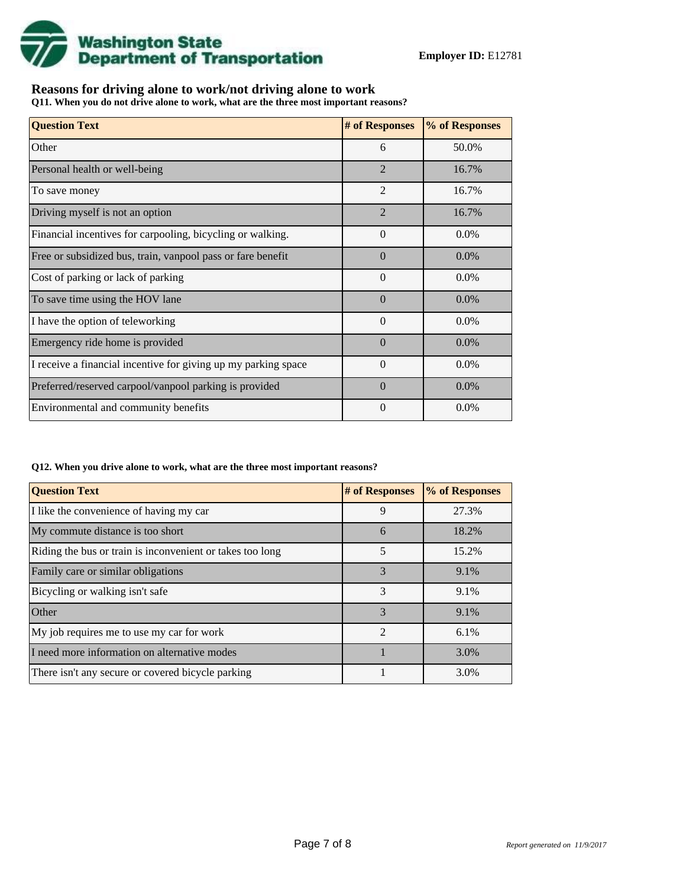**Employer ID:** E12781

## Reasons for driving alone to work/not driving alone to work

**Q11. When you do not drive alone to work, what are the three most important reasons?**

| Question Text | # of Responses | % of Responses |
|---|---|---|
| Other | 6 | 50.0% |
| Personal health or well-being | 2 | 16.7% |
| To save money | 2 | 16.7% |
| Driving myself is not an option | 2 | 16.7% |
| Financial incentives for carpooling, bicycling or walking. | 0 | 0.0% |
| Free or subsidized bus, train, vanpool pass or fare benefit | 0 | 0.0% |
| Cost of parking or lack of parking | 0 | 0.0% |
| To save time using the HOV lane | 0 | 0.0% |
| I have the option of teleworking | 0 | 0.0% |
| Emergency ride home is provided | 0 | 0.0% |
| I receive a financial incentive for giving up my parking space | 0 | 0.0% |
| Preferred/reserved carpool/vanpool parking is provided | 0 | 0.0% |
| Environmental and community benefits | 0 | 0.0% |

**Q12. When you drive alone to work, what are the three most important reasons?**

| Question Text | # of Responses | % of Responses |
|---|---|---|
| I like the convenience of having my car | 9 | 27.3% |
| My commute distance is too short | 6 | 18.2% |
| Riding the bus or train is inconvenient or takes too long | 5 | 15.2% |
| Family care or similar obligations | 3 | 9.1% |
| Bicycling or walking isn't safe | 3 | 9.1% |
| Other | 3 | 9.1% |
| My job requires me to use my car for work | 2 | 6.1% |
| I need more information on alternative modes | 1 | 3.0% |
| There isn't any secure or covered bicycle parking | 1 | 3.0% |

*Report generated on 11/9/2017*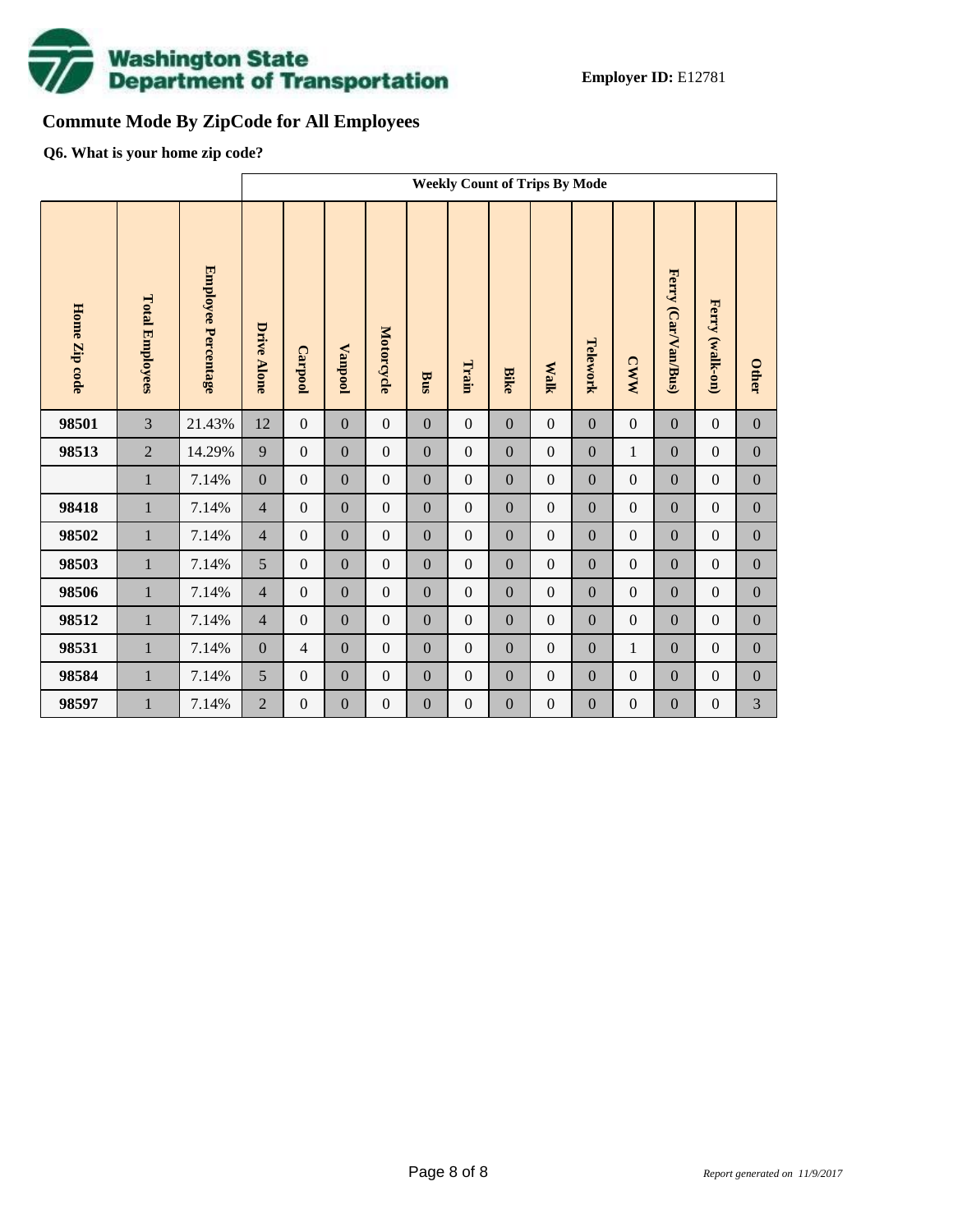**Employer ID:** E12781

## Commute Mode By ZipCode for All Employees

**Q6. What is your home zip code?**

| | | | Weekly Count of Trips By Mode | | | | | | | | | | | | | |
|---|---|---|---|---|---|---|---|---|---|---|---|---|---|---|---|---|
| **Home Zip code** | **Total Employees** | **Employee Percentage** | **Drive Alone** | **Carpool** | **Vanpool** | **Motorcycle** | **Bus** | **Train** | **Bike** | **Walk** | **Telework** | **CWW** | **Ferry (Car/Van/Bus)** | **Ferry (walk-on)** | **Other** |
| **98501** | 3 | 21.43% | 12 | 0 | 0 | 0 | 0 | 0 | 0 | 0 | 0 | 0 | 0 | 0 | 0 |
| **98513** | 2 | 14.29% | 9 | 0 | 0 | 0 | 0 | 0 | 0 | 0 | 0 | 1 | 0 | 0 | 0 |
| | 1 | 7.14% | 0 | 0 | 0 | 0 | 0 | 0 | 0 | 0 | 0 | 0 | 0 | 0 | 0 |
| **98418** | 1 | 7.14% | 4 | 0 | 0 | 0 | 0 | 0 | 0 | 0 | 0 | 0 | 0 | 0 | 0 |
| **98502** | 1 | 7.14% | 4 | 0 | 0 | 0 | 0 | 0 | 0 | 0 | 0 | 0 | 0 | 0 | 0 |
| **98503** | 1 | 7.14% | 5 | 0 | 0 | 0 | 0 | 0 | 0 | 0 | 0 | 0 | 0 | 0 | 0 |
| **98506** | 1 | 7.14% | 4 | 0 | 0 | 0 | 0 | 0 | 0 | 0 | 0 | 0 | 0 | 0 | 0 |
| **98512** | 1 | 7.14% | 4 | 0 | 0 | 0 | 0 | 0 | 0 | 0 | 0 | 0 | 0 | 0 | 0 |
| **98531** | 1 | 7.14% | 0 | 4 | 0 | 0 | 0 | 0 | 0 | 0 | 0 | 1 | 0 | 0 | 0 |
| **98584** | 1 | 7.14% | 5 | 0 | 0 | 0 | 0 | 0 | 0 | 0 | 0 | 0 | 0 | 0 | 0 |
| **98597** | 1 | 7.14% | 2 | 0 | 0 | 0 | 0 | 0 | 0 | 0 | 0 | 0 | 0 | 0 | 3 |

*Report generated on 11/9/2017*